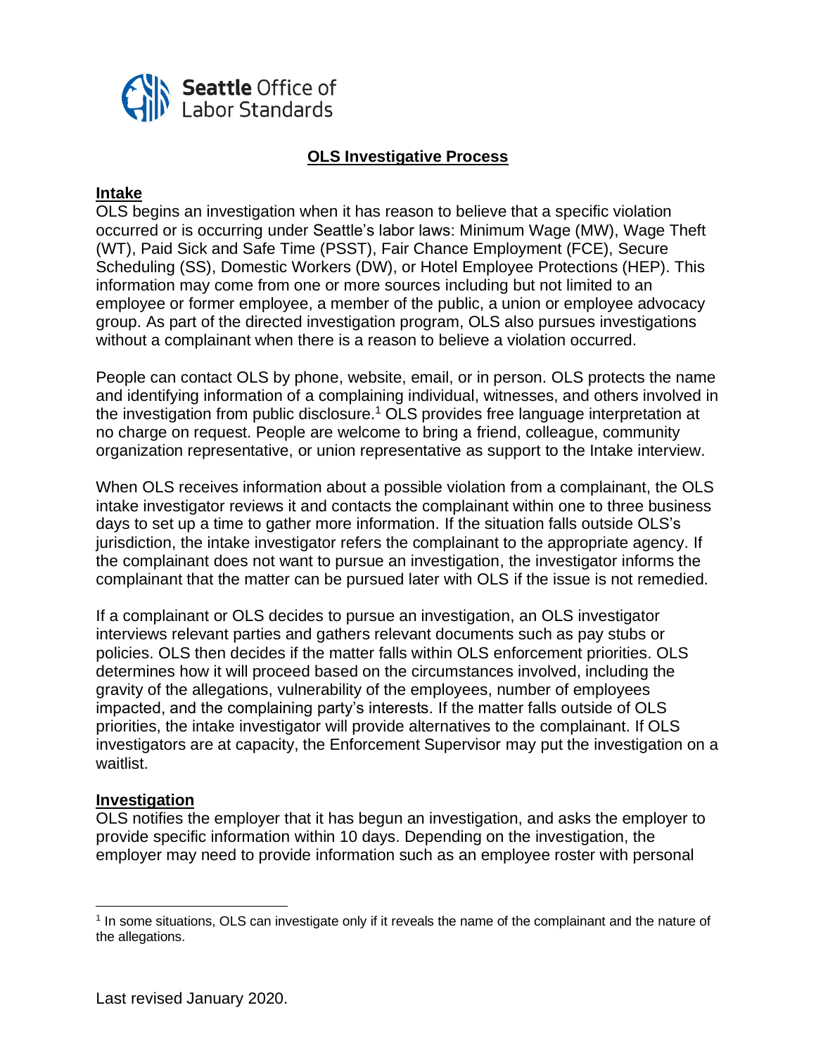Seattle Office of Labor Standards

# OLS Investigative Process

## Intake

OLS begins an investigation when it has reason to believe that a specific violation occurred or is occurring under Seattle's labor laws: Minimum Wage (MW), Wage Theft (WT), Paid Sick and Safe Time (PSST), Fair Chance Employment (FCE), Secure Scheduling (SS), Domestic Workers (DW), or Hotel Employee Protections (HEP). This information may come from one or more sources including but not limited to an employee or former employee, a member of the public, a union or employee advocacy group. As part of the directed investigation program, OLS also pursues investigations without a complainant when there is a reason to believe a violation occurred.

People can contact OLS by phone, website, email, or in person. OLS protects the name and identifying information of a complaining individual, witnesses, and others involved in the investigation from public disclosure.[1] OLS provides free language interpretation at no charge on request. People are welcome to bring a friend, colleague, community organization representative, or union representative as support to the Intake interview.

When OLS receives information about a possible violation from a complainant, the OLS intake investigator reviews it and contacts the complainant within one to three business days to set up a time to gather more information. If the situation falls outside OLS's jurisdiction, the intake investigator refers the complainant to the appropriate agency. If the complainant does not want to pursue an investigation, the investigator informs the complainant that the matter can be pursued later with OLS if the issue is not remedied.

If a complainant or OLS decides to pursue an investigation, an OLS investigator interviews relevant parties and gathers relevant documents such as pay stubs or policies. OLS then decides if the matter falls within OLS enforcement priorities. OLS determines how it will proceed based on the circumstances involved, including the gravity of the allegations, vulnerability of the employees, number of employees impacted, and the complaining party's interests. If the matter falls outside of OLS priorities, the intake investigator will provide alternatives to the complainant. If OLS investigators are at capacity, the Enforcement Supervisor may put the investigation on a waitlist.

## Investigation

OLS notifies the employer that it has begun an investigation, and asks the employer to provide specific information within 10 days. Depending on the investigation, the employer may need to provide information such as an employee roster with personal

[1] In some situations, OLS can investigate only if it reveals the name of the complainant and the nature of the allegations.

Last revised January 2020.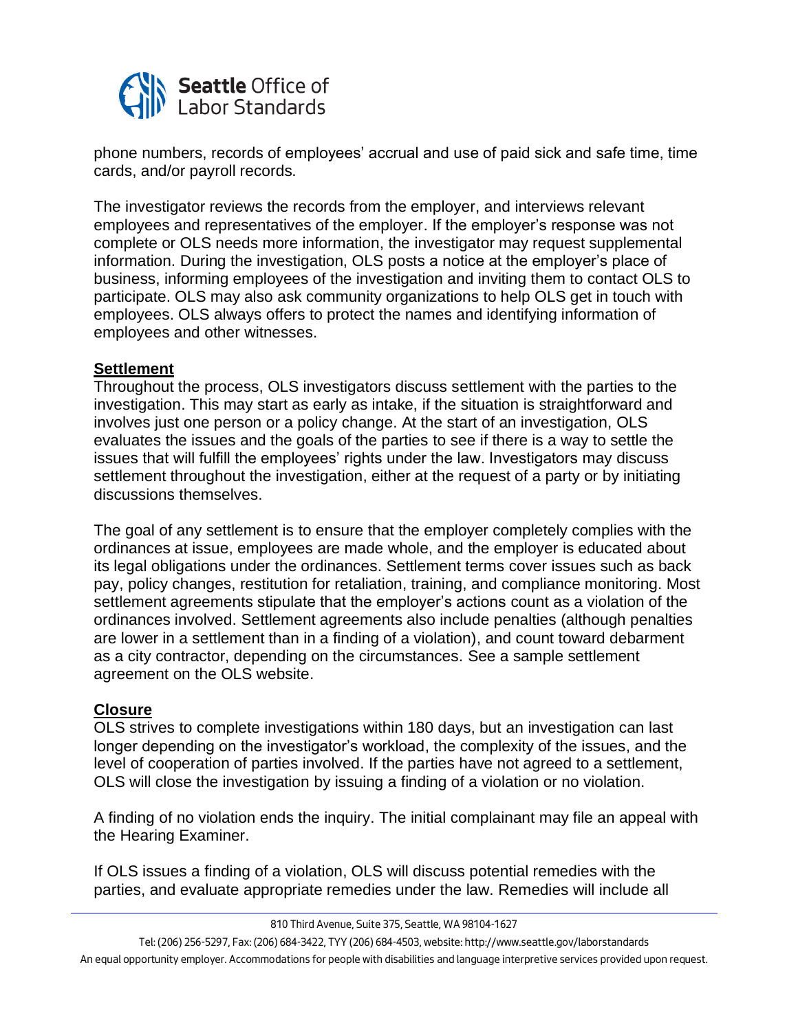phone numbers, records of employees' accrual and use of paid sick and safe time, time cards, and/or payroll records.

The investigator reviews the records from the employer, and interviews relevant employees and representatives of the employer. If the employer's response was not complete or OLS needs more information, the investigator may request supplemental information. During the investigation, OLS posts a notice at the employer's place of business, informing employees of the investigation and inviting them to contact OLS to participate. OLS may also ask community organizations to help OLS get in touch with employees. OLS always offers to protect the names and identifying information of employees and other witnesses.

**Settlement**

Throughout the process, OLS investigators discuss settlement with the parties to the investigation. This may start as early as intake, if the situation is straightforward and involves just one person or a policy change. At the start of an investigation, OLS evaluates the issues and the goals of the parties to see if there is a way to settle the issues that will fulfill the employees' rights under the law. Investigators may discuss settlement throughout the investigation, either at the request of a party or by initiating discussions themselves.

The goal of any settlement is to ensure that the employer completely complies with the ordinances at issue, employees are made whole, and the employer is educated about its legal obligations under the ordinances. Settlement terms cover issues such as back pay, policy changes, restitution for retaliation, training, and compliance monitoring. Most settlement agreements stipulate that the employer's actions count as a violation of the ordinances involved. Settlement agreements also include penalties (although penalties are lower in a settlement than in a finding of a violation), and count toward debarment as a city contractor, depending on the circumstances. See a sample settlement agreement on the OLS website.

**Closure**

OLS strives to complete investigations within 180 days, but an investigation can last longer depending on the investigator's workload, the complexity of the issues, and the level of cooperation of parties involved. If the parties have not agreed to a settlement, OLS will close the investigation by issuing a finding of a violation or no violation.

A finding of no violation ends the inquiry. The initial complainant may file an appeal with the Hearing Examiner.

If OLS issues a finding of a violation, OLS will discuss potential remedies with the parties, and evaluate appropriate remedies under the law. Remedies will include all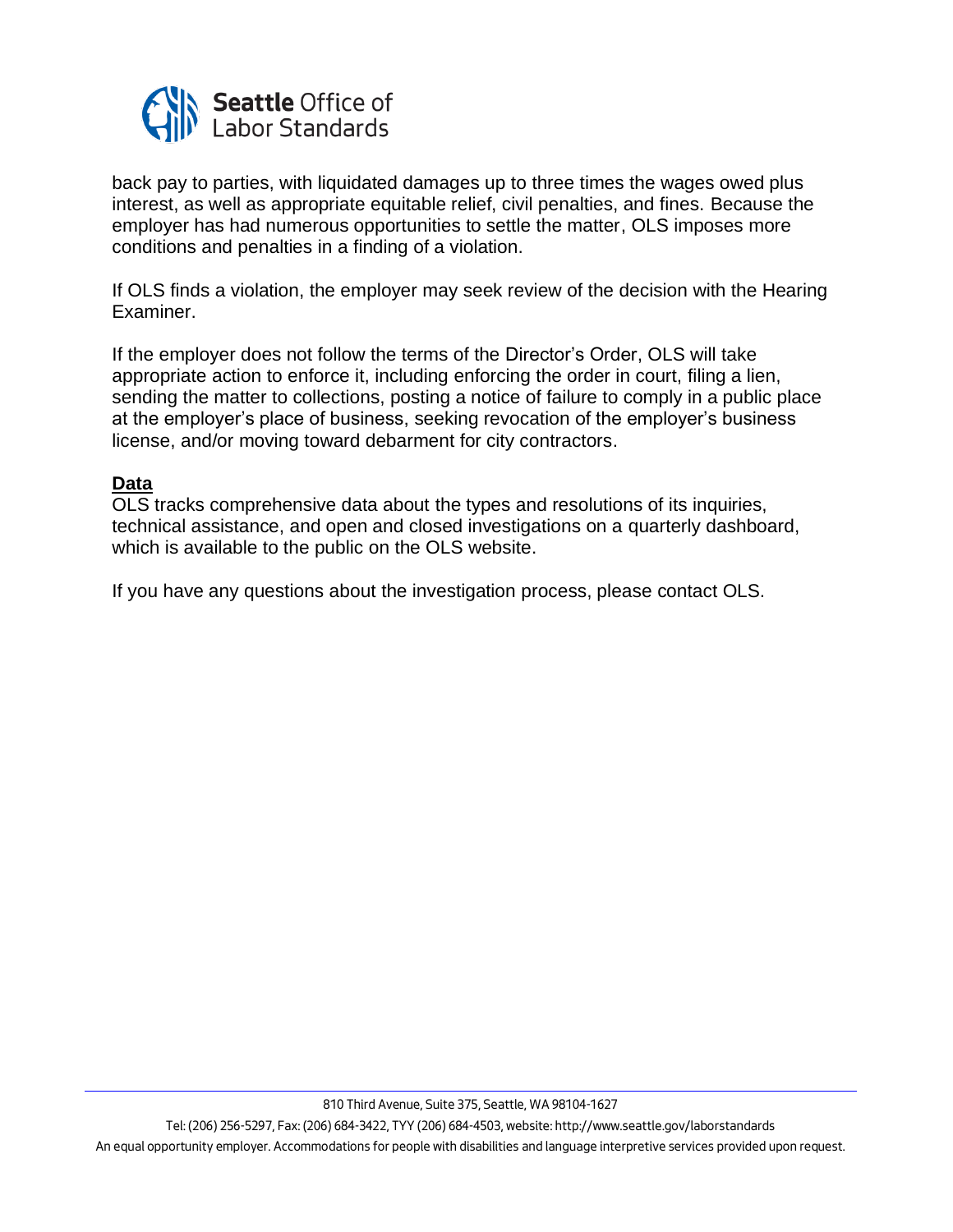back pay to parties, with liquidated damages up to three times the wages owed plus interest, as well as appropriate equitable relief, civil penalties, and fines. Because the employer has had numerous opportunities to settle the matter, OLS imposes more conditions and penalties in a finding of a violation.

If OLS finds a violation, the employer may seek review of the decision with the Hearing Examiner.

If the employer does not follow the terms of the Director's Order, OLS will take appropriate action to enforce it, including enforcing the order in court, filing a lien, sending the matter to collections, posting a notice of failure to comply in a public place at the employer's place of business, seeking revocation of the employer's business license, and/or moving toward debarment for city contractors.

**Data**

OLS tracks comprehensive data about the types and resolutions of its inquiries, technical assistance, and open and closed investigations on a quarterly dashboard, which is available to the public on the OLS website.

If you have any questions about the investigation process, please contact OLS.